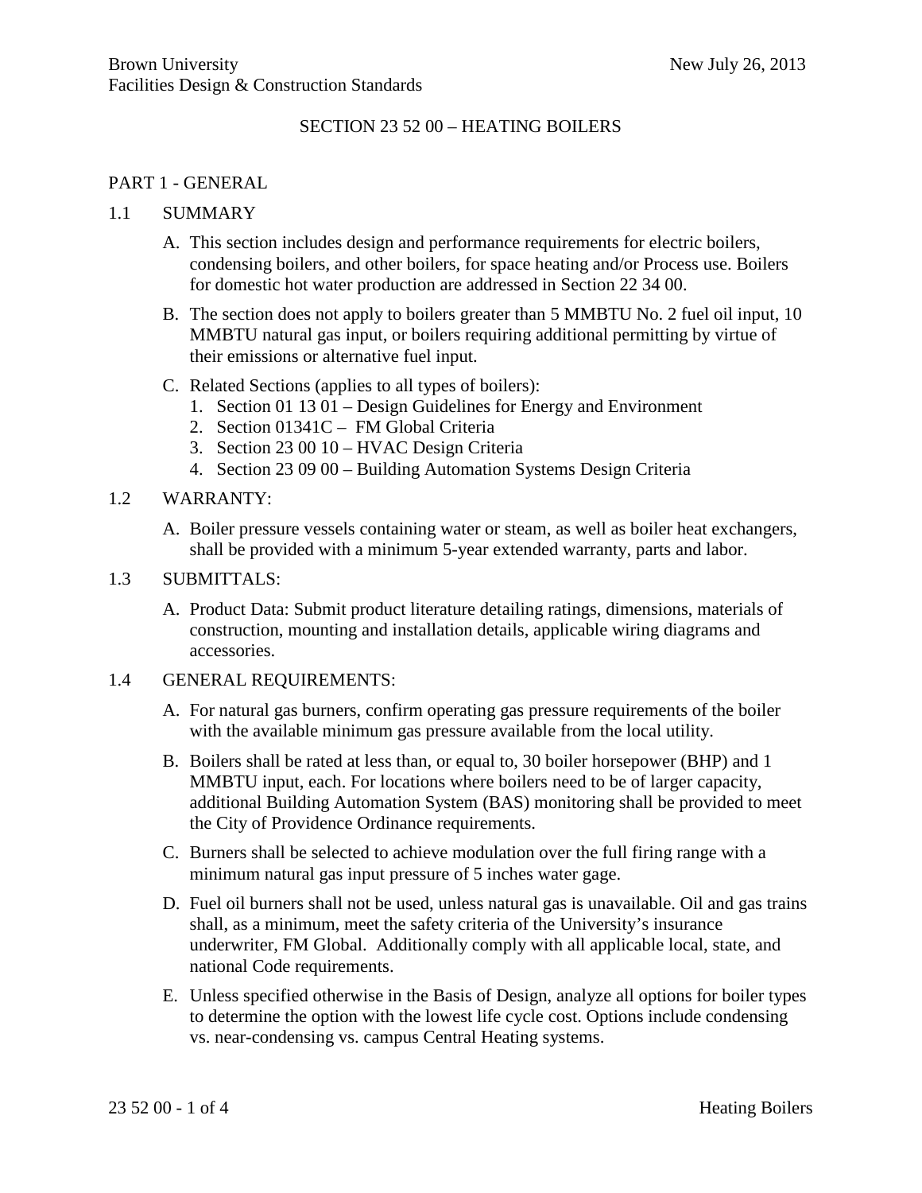# SECTION 23 52 00 – HEATING BOILERS

## PART 1 - GENERAL

### 1.1 SUMMARY

A. This section includes design and performance requirements for electric boilers, condensing boilers, and other boilers, for space heating and/or Process use. Boilers for domestic hot water production are addressed in Section 22 34 00.

B. The section does not apply to boilers greater than 5 MMBTU No. 2 fuel oil input, 10 MMBTU natural gas input, or boilers requiring additional permitting by virtue of their emissions or alternative fuel input.

C. Related Sections (applies to all types of boilers):
1. Section 01 13 01 – Design Guidelines for Energy and Environment
2. Section 01341C – FM Global Criteria
3. Section 23 00 10 – HVAC Design Criteria
4. Section 23 09 00 – Building Automation Systems Design Criteria

### 1.2 WARRANTY:

A. Boiler pressure vessels containing water or steam, as well as boiler heat exchangers, shall be provided with a minimum 5-year extended warranty, parts and labor.

### 1.3 SUBMITTALS:

A. Product Data: Submit product literature detailing ratings, dimensions, materials of construction, mounting and installation details, applicable wiring diagrams and accessories.

### 1.4 GENERAL REQUIREMENTS:

A. For natural gas burners, confirm operating gas pressure requirements of the boiler with the available minimum gas pressure available from the local utility.

B. Boilers shall be rated at less than, or equal to, 30 boiler horsepower (BHP) and 1 MMBTU input, each. For locations where boilers need to be of larger capacity, additional Building Automation System (BAS) monitoring shall be provided to meet the City of Providence Ordinance requirements.

C. Burners shall be selected to achieve modulation over the full firing range with a minimum natural gas input pressure of 5 inches water gage.

D. Fuel oil burners shall not be used, unless natural gas is unavailable. Oil and gas trains shall, as a minimum, meet the safety criteria of the University's insurance underwriter, FM Global. Additionally comply with all applicable local, state, and national Code requirements.

E. Unless specified otherwise in the Basis of Design, analyze all options for boiler types to determine the option with the lowest life cycle cost. Options include condensing vs. near-condensing vs. campus Central Heating systems.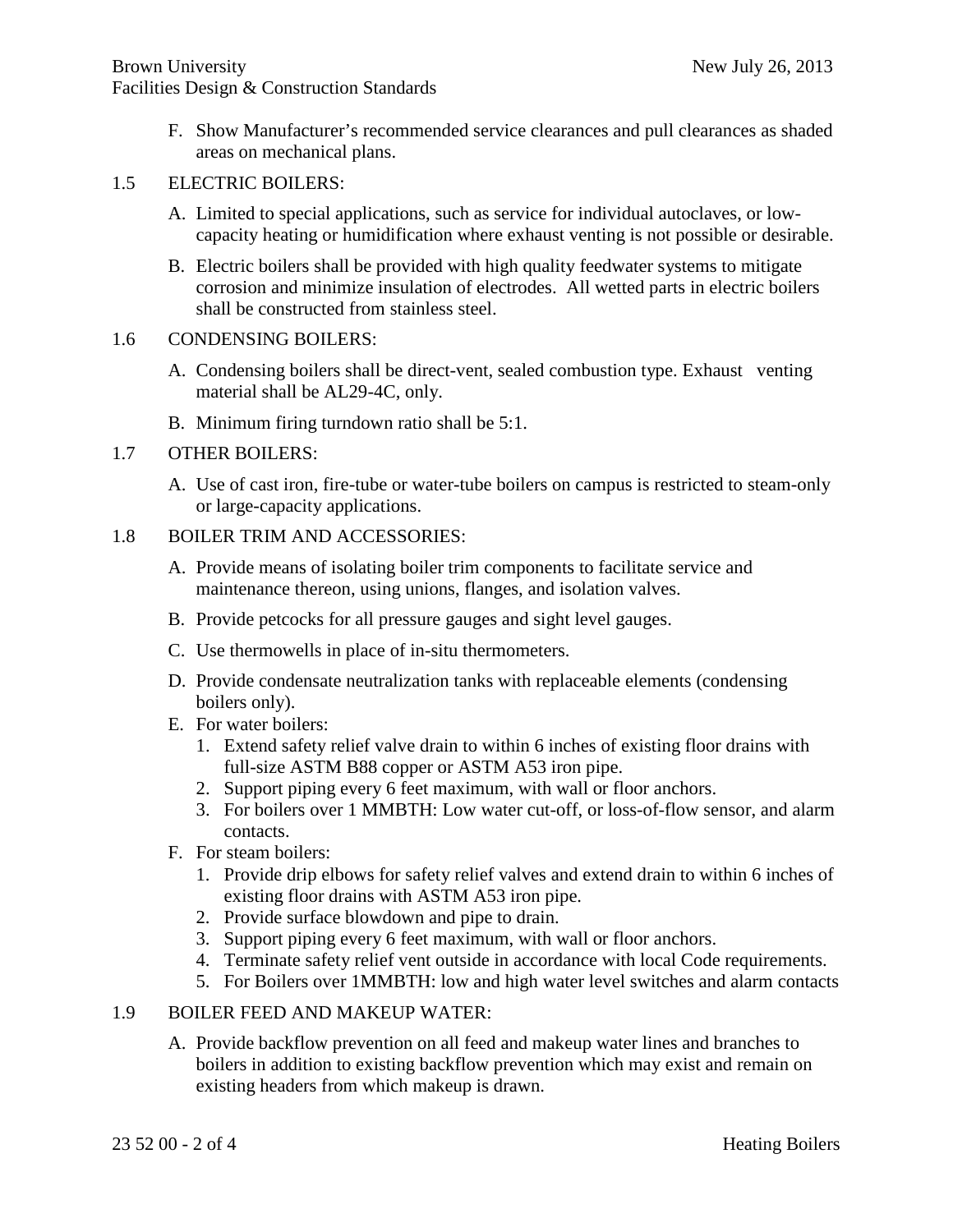F. Show Manufacturer's recommended service clearances and pull clearances as shaded areas on mechanical plans.

## 1.5 ELECTRIC BOILERS:

A. Limited to special applications, such as service for individual autoclaves, or low-capacity heating or humidification where exhaust venting is not possible or desirable.

B. Electric boilers shall be provided with high quality feedwater systems to mitigate corrosion and minimize insulation of electrodes. All wetted parts in electric boilers shall be constructed from stainless steel.

## 1.6 CONDENSING BOILERS:

A. Condensing boilers shall be direct-vent, sealed combustion type. Exhaust venting material shall be AL29-4C, only.

B. Minimum firing turndown ratio shall be 5:1.

## 1.7 OTHER BOILERS:

A. Use of cast iron, fire-tube or water-tube boilers on campus is restricted to steam-only or large-capacity applications.

## 1.8 BOILER TRIM AND ACCESSORIES:

A. Provide means of isolating boiler trim components to facilitate service and maintenance thereon, using unions, flanges, and isolation valves.

B. Provide petcocks for all pressure gauges and sight level gauges.

C. Use thermowells in place of in-situ thermometers.

D. Provide condensate neutralization tanks with replaceable elements (condensing boilers only).

E. For water boilers:
   1. Extend safety relief valve drain to within 6 inches of existing floor drains with full-size ASTM B88 copper or ASTM A53 iron pipe.
   2. Support piping every 6 feet maximum, with wall or floor anchors.
   3. For boilers over 1 MMBTH: Low water cut-off, or loss-of-flow sensor, and alarm contacts.

F. For steam boilers:
   1. Provide drip elbows for safety relief valves and extend drain to within 6 inches of existing floor drains with ASTM A53 iron pipe.
   2. Provide surface blowdown and pipe to drain.
   3. Support piping every 6 feet maximum, with wall or floor anchors.
   4. Terminate safety relief vent outside in accordance with local Code requirements.
   5. For Boilers over 1MMBTH: low and high water level switches and alarm contacts

## 1.9 BOILER FEED AND MAKEUP WATER:

A. Provide backflow prevention on all feed and makeup water lines and branches to boilers in addition to existing backflow prevention which may exist and remain on existing headers from which makeup is drawn.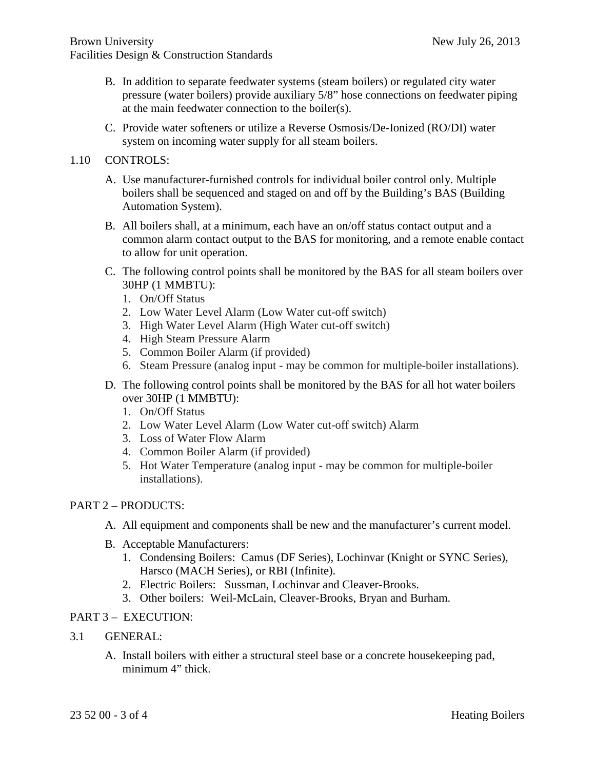B. In addition to separate feedwater systems (steam boilers) or regulated city water pressure (water boilers) provide auxiliary 5/8" hose connections on feedwater piping at the main feedwater connection to the boiler(s).

C. Provide water softeners or utilize a Reverse Osmosis/De-Ionized (RO/DI) water system on incoming water supply for all steam boilers.

## 1.10 CONTROLS:

A. Use manufacturer-furnished controls for individual boiler control only. Multiple boilers shall be sequenced and staged on and off by the Building's BAS (Building Automation System).

B. All boilers shall, at a minimum, each have an on/off status contact output and a common alarm contact output to the BAS for monitoring, and a remote enable contact to allow for unit operation.

C. The following control points shall be monitored by the BAS for all steam boilers over 30HP (1 MMBTU):
   1. On/Off Status
   2. Low Water Level Alarm (Low Water cut-off switch)
   3. High Water Level Alarm (High Water cut-off switch)
   4. High Steam Pressure Alarm
   5. Common Boiler Alarm (if provided)
   6. Steam Pressure (analog input - may be common for multiple-boiler installations).

D. The following control points shall be monitored by the BAS for all hot water boilers over 30HP (1 MMBTU):
   1. On/Off Status
   2. Low Water Level Alarm (Low Water cut-off switch) Alarm
   3. Loss of Water Flow Alarm
   4. Common Boiler Alarm (if provided)
   5. Hot Water Temperature (analog input - may be common for multiple-boiler installations).

# PART 2 – PRODUCTS:

A. All equipment and components shall be new and the manufacturer's current model.

B. Acceptable Manufacturers:
   1. Condensing Boilers: Camus (DF Series), Lochinvar (Knight or SYNC Series), Harsco (MACH Series), or RBI (Infinite).
   2. Electric Boilers: Sussman, Lochinvar and Cleaver-Brooks.
   3. Other boilers: Weil-McLain, Cleaver-Brooks, Bryan and Burham.

# PART 3 – EXECUTION:

## 3.1 GENERAL:

A. Install boilers with either a structural steel base or a concrete housekeeping pad, minimum 4" thick.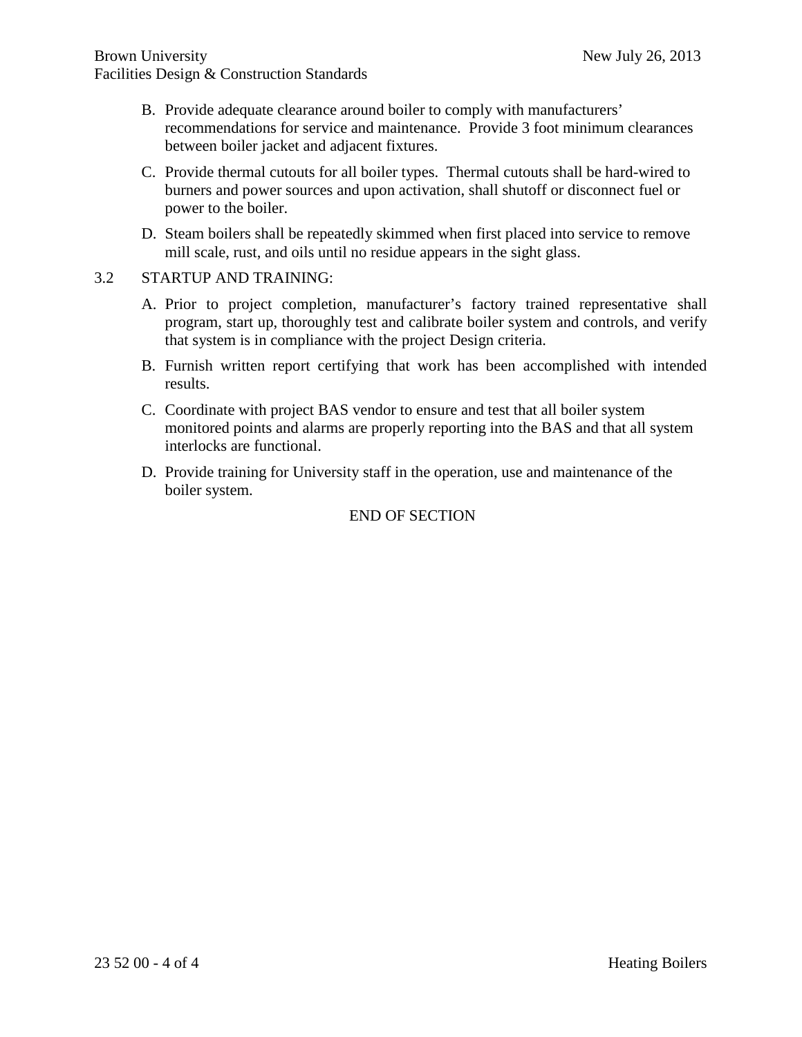B. Provide adequate clearance around boiler to comply with manufacturers' recommendations for service and maintenance. Provide 3 foot minimum clearances between boiler jacket and adjacent fixtures.

C. Provide thermal cutouts for all boiler types. Thermal cutouts shall be hard-wired to burners and power sources and upon activation, shall shutoff or disconnect fuel or power to the boiler.

D. Steam boilers shall be repeatedly skimmed when first placed into service to remove mill scale, rust, and oils until no residue appears in the sight glass.

## 3.2 STARTUP AND TRAINING:

A. Prior to project completion, manufacturer's factory trained representative shall program, start up, thoroughly test and calibrate boiler system and controls, and verify that system is in compliance with the project Design criteria.

B. Furnish written report certifying that work has been accomplished with intended results.

C. Coordinate with project BAS vendor to ensure and test that all boiler system monitored points and alarms are properly reporting into the BAS and that all system interlocks are functional.

D. Provide training for University staff in the operation, use and maintenance of the boiler system.

END OF SECTION